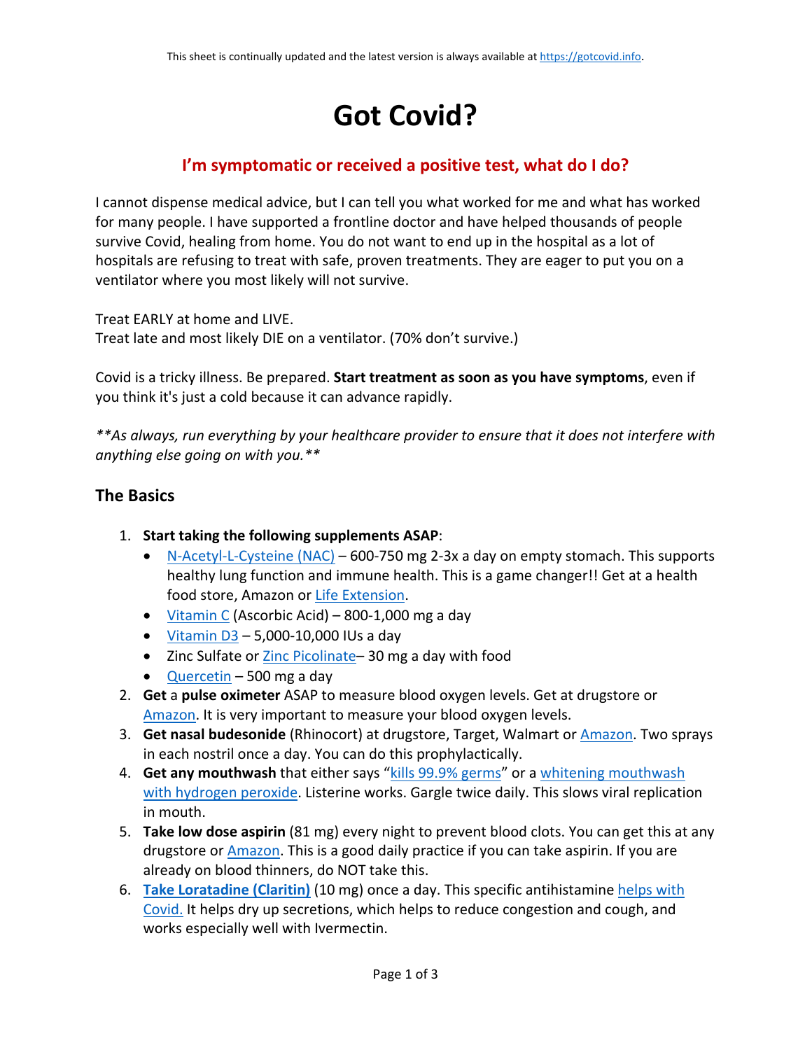This sheet is continually updated and the latest version is always available at https://gotcovid.info.

# Got Covid?

## I'm symptomatic or received a positive test, what do I do?

I cannot dispense medical advice, but I can tell you what worked for me and what has worked for many people. I have supported a frontline doctor and have helped thousands of people survive Covid, healing from home. You do not want to end up in the hospital as a lot of hospitals are refusing to treat with safe, proven treatments. They are eager to put you on a ventilator where you most likely will not survive.

Treat EARLY at home and LIVE.
Treat late and most likely DIE on a ventilator. (70% don't survive.)

Covid is a tricky illness. Be prepared. **Start treatment as soon as you have symptoms**, even if you think it's just a cold because it can advance rapidly.

***As always, run everything by your healthcare provider to ensure that it does not interfere with anything else going on with you.***

### The Basics

1. **Start taking the following supplements ASAP**:
   - N-Acetyl-L-Cysteine (NAC) – 600-750 mg 2-3x a day on empty stomach. This supports healthy lung function and immune health. This is a game changer!! Get at a health food store, Amazon or Life Extension.
   - Vitamin C (Ascorbic Acid) – 800-1,000 mg a day
   - Vitamin D3 – 5,000-10,000 IUs a day
   - Zinc Sulfate or Zinc Picolinate– 30 mg a day with food
   - Quercetin – 500 mg a day
2. **Get** a **pulse oximeter** ASAP to measure blood oxygen levels. Get at drugstore or Amazon. It is very important to measure your blood oxygen levels.
3. **Get nasal budesonide** (Rhinocort) at drugstore, Target, Walmart or Amazon. Two sprays in each nostril once a day. You can do this prophylactically.
4. **Get any mouthwash** that either says "kills 99.9% germs" or a whitening mouthwash with hydrogen peroxide. Listerine works. Gargle twice daily. This slows viral replication in mouth.
5. **Take low dose aspirin** (81 mg) every night to prevent blood clots. You can get this at any drugstore or Amazon. This is a good daily practice if you can take aspirin. If you are already on blood thinners, do NOT take this.
6. **Take Loratadine (Claritin)** (10 mg) once a day. This specific antihistamine helps with Covid. It helps dry up secretions, which helps to reduce congestion and cough, and works especially well with Ivermectin.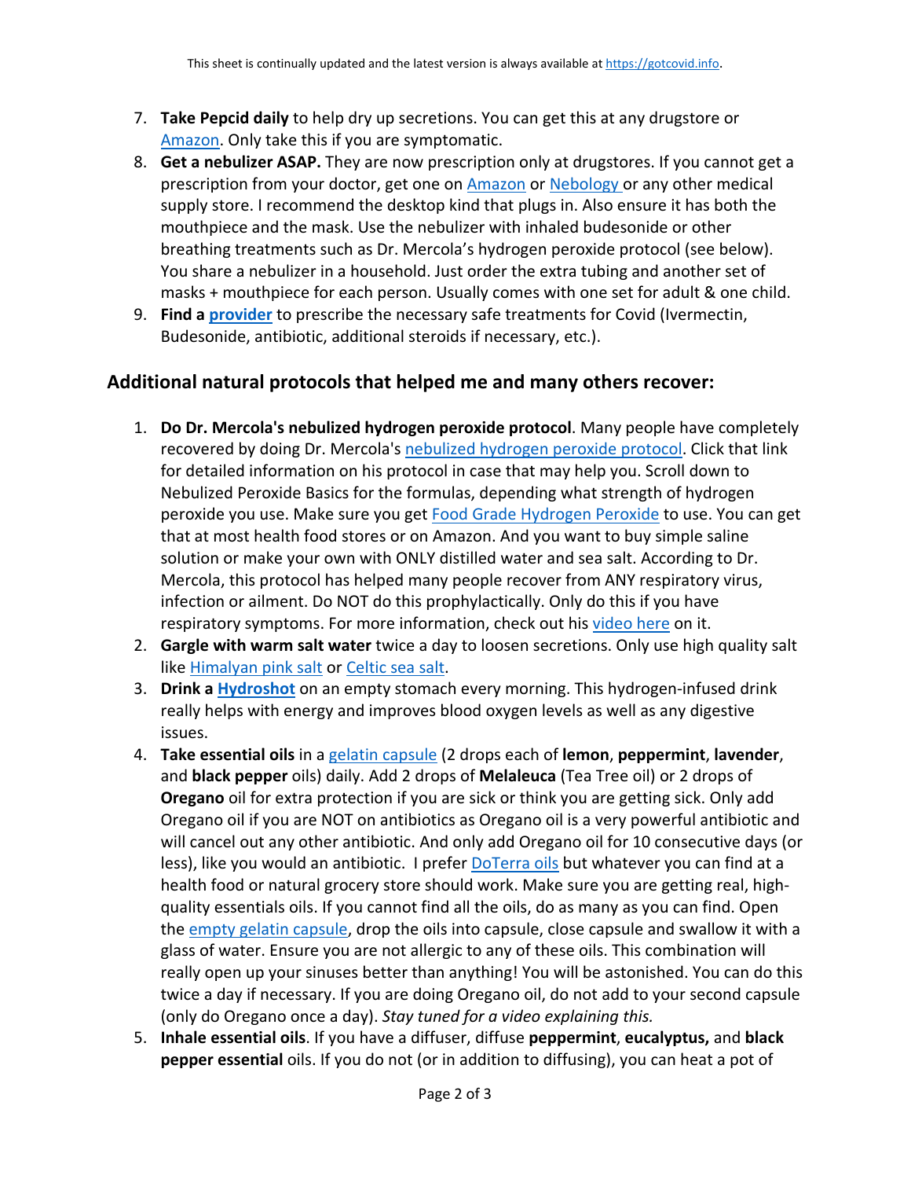7. **Take Pepcid daily** to help dry up secretions. You can get this at any drugstore or Amazon. Only take this if you are symptomatic.
8. **Get a nebulizer ASAP.** They are now prescription only at drugstores. If you cannot get a prescription from your doctor, get one on Amazon or Nebology or any other medical supply store. I recommend the desktop kind that plugs in. Also ensure it has both the mouthpiece and the mask. Use the nebulizer with inhaled budesonide or other breathing treatments such as Dr. Mercola's hydrogen peroxide protocol (see below). You share a nebulizer in a household. Just order the extra tubing and another set of masks + mouthpiece for each person. Usually comes with one set for adult & one child.
9. **Find a provider** to prescribe the necessary safe treatments for Covid (Ivermectin, Budesonide, antibiotic, additional steroids if necessary, etc.).

## Additional natural protocols that helped me and many others recover:

1. **Do Dr. Mercola's nebulized hydrogen peroxide protocol**. Many people have completely recovered by doing Dr. Mercola's nebulized hydrogen peroxide protocol. Click that link for detailed information on his protocol in case that may help you. Scroll down to Nebulized Peroxide Basics for the formulas, depending what strength of hydrogen peroxide you use. Make sure you get Food Grade Hydrogen Peroxide to use. You can get that at most health food stores or on Amazon. And you want to buy simple saline solution or make your own with ONLY distilled water and sea salt. According to Dr. Mercola, this protocol has helped many people recover from ANY respiratory virus, infection or ailment. Do NOT do this prophylactically. Only do this if you have respiratory symptoms. For more information, check out his video here on it.
2. **Gargle with warm salt water** twice a day to loosen secretions. Only use high quality salt like Himalyan pink salt or Celtic sea salt.
3. **Drink a Hydroshot** on an empty stomach every morning. This hydrogen-infused drink really helps with energy and improves blood oxygen levels as well as any digestive issues.
4. **Take essential oils** in a gelatin capsule (2 drops each of **lemon**, **peppermint**, **lavender**, and **black pepper** oils) daily. Add 2 drops of **Melaleuca** (Tea Tree oil) or 2 drops of **Oregano** oil for extra protection if you are sick or think you are getting sick. Only add Oregano oil if you are NOT on antibiotics as Oregano oil is a very powerful antibiotic and will cancel out any other antibiotic. And only add Oregano oil for 10 consecutive days (or less), like you would an antibiotic. I prefer DoTerra oils but whatever you can find at a health food or natural grocery store should work. Make sure you are getting real, high-quality essentials oils. If you cannot find all the oils, do as many as you can find. Open the empty gelatin capsule, drop the oils into capsule, close capsule and swallow it with a glass of water. Ensure you are not allergic to any of these oils. This combination will really open up your sinuses better than anything! You will be astonished. You can do this twice a day if necessary. If you are doing Oregano oil, do not add to your second capsule (only do Oregano once a day). *Stay tuned for a video explaining this.*
5. **Inhale essential oils**. If you have a diffuser, diffuse **peppermint**, **eucalyptus,** and **black pepper essential** oils. If you do not (or in addition to diffusing), you can heat a pot of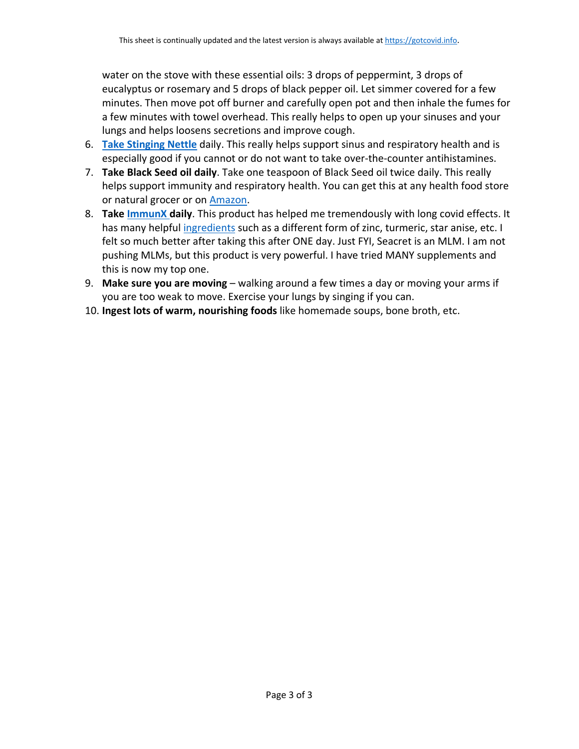water on the stove with these essential oils: 3 drops of peppermint, 3 drops of eucalyptus or rosemary and 5 drops of black pepper oil. Let simmer covered for a few minutes. Then move pot off burner and carefully open pot and then inhale the fumes for a few minutes with towel overhead. This really helps to open up your sinuses and your lungs and helps loosens secretions and improve cough.

6. **Take Stinging Nettle** daily. This really helps support sinus and respiratory health and is especially good if you cannot or do not want to take over-the-counter antihistamines.
7. **Take Black Seed oil daily**. Take one teaspoon of Black Seed oil twice daily. This really helps support immunity and respiratory health. You can get this at any health food store or natural grocer or on Amazon.
8. **Take ImmunX daily**. This product has helped me tremendously with long covid effects. It has many helpful ingredients such as a different form of zinc, turmeric, star anise, etc. I felt so much better after taking this after ONE day. Just FYI, Seacret is an MLM. I am not pushing MLMs, but this product is very powerful. I have tried MANY supplements and this is now my top one.
9. **Make sure you are moving** – walking around a few times a day or moving your arms if you are too weak to move. Exercise your lungs by singing if you can.
10. **Ingest lots of warm, nourishing foods** like homemade soups, bone broth, etc.